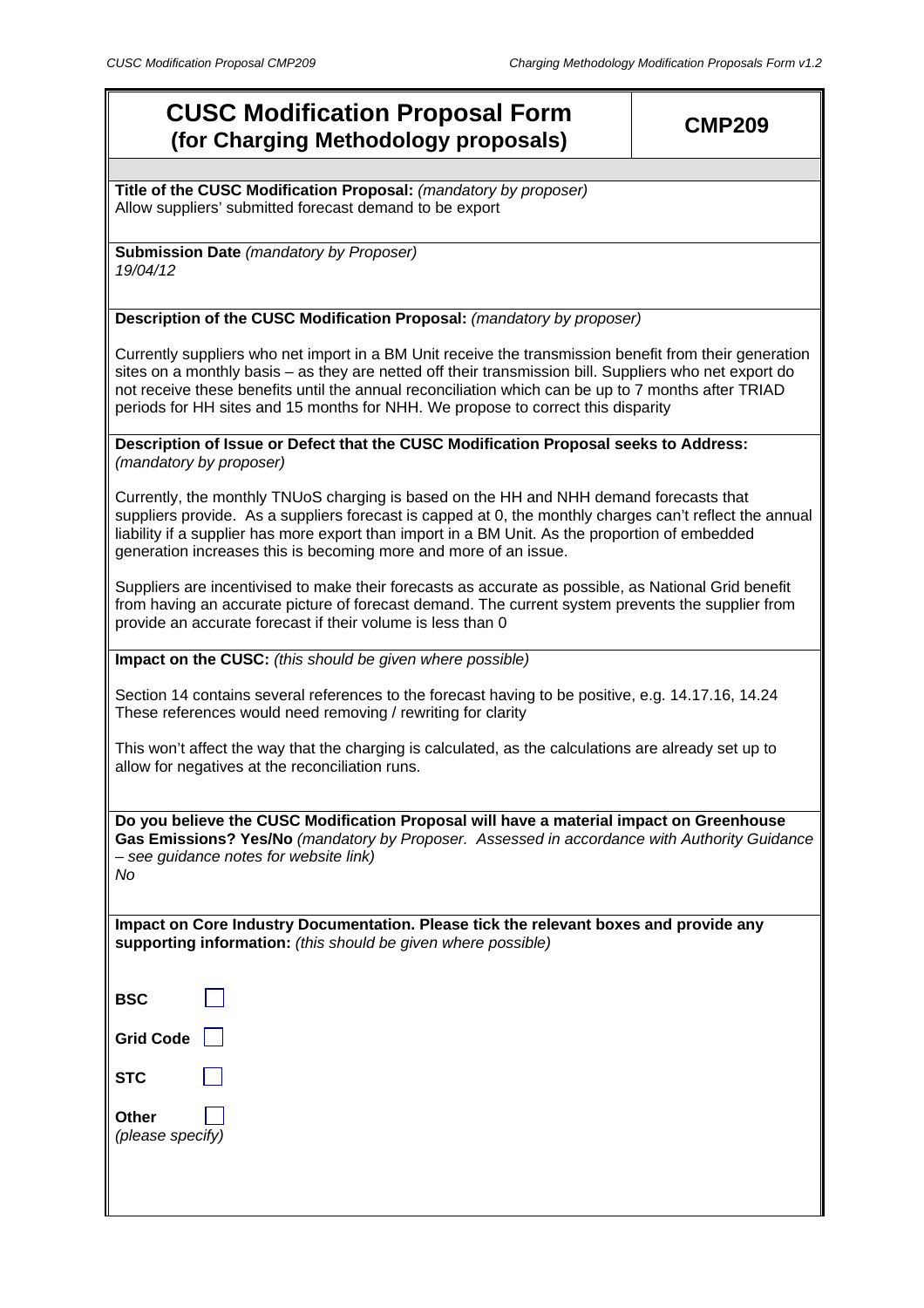# CUSC Modification Proposal Form (for Charging Methodology proposals)

**CMP209**

**Title of the CUSC Modification Proposal:** *(mandatory by proposer)*
Allow suppliers' submitted forecast demand to be export

**Submission Date** *(mandatory by Proposer)*
*19/04/12*

**Description of the CUSC Modification Proposal:** *(mandatory by proposer)*

Currently suppliers who net import in a BM Unit receive the transmission benefit from their generation sites on a monthly basis – as they are netted off their transmission bill. Suppliers who net export do not receive these benefits until the annual reconciliation which can be up to 7 months after TRIAD periods for HH sites and 15 months for NHH. We propose to correct this disparity

**Description of Issue or Defect that the CUSC Modification Proposal seeks to Address:** *(mandatory by proposer)*

Currently, the monthly TNUoS charging is based on the HH and NHH demand forecasts that suppliers provide. As a suppliers forecast is capped at 0, the monthly charges can't reflect the annual liability if a supplier has more export than import in a BM Unit. As the proportion of embedded generation increases this is becoming more and more of an issue.

Suppliers are incentivised to make their forecasts as accurate as possible, as National Grid benefit from having an accurate picture of forecast demand. The current system prevents the supplier from provide an accurate forecast if their volume is less than 0

**Impact on the CUSC:** *(this should be given where possible)*

Section 14 contains several references to the forecast having to be positive, e.g. 14.17.16, 14.24
These references would need removing / rewriting for clarity

This won't affect the way that the charging is calculated, as the calculations are already set up to allow for negatives at the reconciliation runs.

**Do you believe the CUSC Modification Proposal will have a material impact on Greenhouse Gas Emissions? Yes/No** *(mandatory by Proposer. Assessed in accordance with Authority Guidance – see guidance notes for website link)*
*No*

**Impact on Core Industry Documentation. Please tick the relevant boxes and provide any supporting information:** *(this should be given where possible)*

**BSC** ☐

**Grid Code** ☐

**STC** ☐

**Other** ☐
*(please specify)*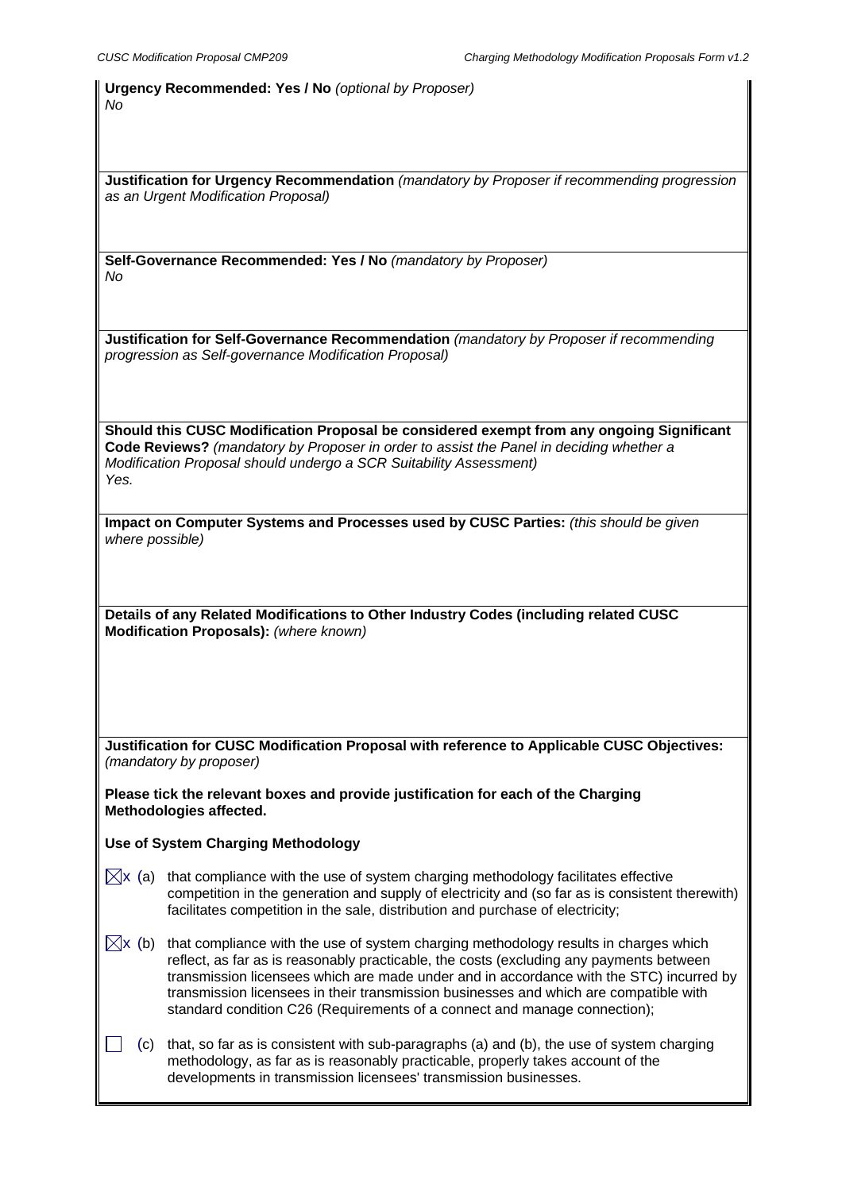**Urgency Recommended: Yes / No** *(optional by Proposer)*

*No*

**Justification for Urgency Recommendation** *(mandatory by Proposer if recommending progression as an Urgent Modification Proposal)*

**Self-Governance Recommended: Yes / No** *(mandatory by Proposer)*

*No*

**Justification for Self-Governance Recommendation** *(mandatory by Proposer if recommending progression as Self-governance Modification Proposal)*

**Should this CUSC Modification Proposal be considered exempt from any ongoing Significant Code Reviews?** *(mandatory by Proposer in order to assist the Panel in deciding whether a Modification Proposal should undergo a SCR Suitability Assessment)*

*Yes.*

**Impact on Computer Systems and Processes used by CUSC Parties:** *(this should be given where possible)*

**Details of any Related Modifications to Other Industry Codes (including related CUSC Modification Proposals):** *(where known)*

**Justification for CUSC Modification Proposal with reference to Applicable CUSC Objectives:** *(mandatory by proposer)*

**Please tick the relevant boxes and provide justification for each of the Charging Methodologies affected.**

**Use of System Charging Methodology**

☒x (a) that compliance with the use of system charging methodology facilitates effective competition in the generation and supply of electricity and (so far as is consistent therewith) facilitates competition in the sale, distribution and purchase of electricity;

☒x (b) that compliance with the use of system charging methodology results in charges which reflect, as far as is reasonably practicable, the costs (excluding any payments between transmission licensees which are made under and in accordance with the STC) incurred by transmission licensees in their transmission businesses and which are compatible with standard condition C26 (Requirements of a connect and manage connection);

☐ (c) that, so far as is consistent with sub-paragraphs (a) and (b), the use of system charging methodology, as far as is reasonably practicable, properly takes account of the developments in transmission licensees' transmission businesses.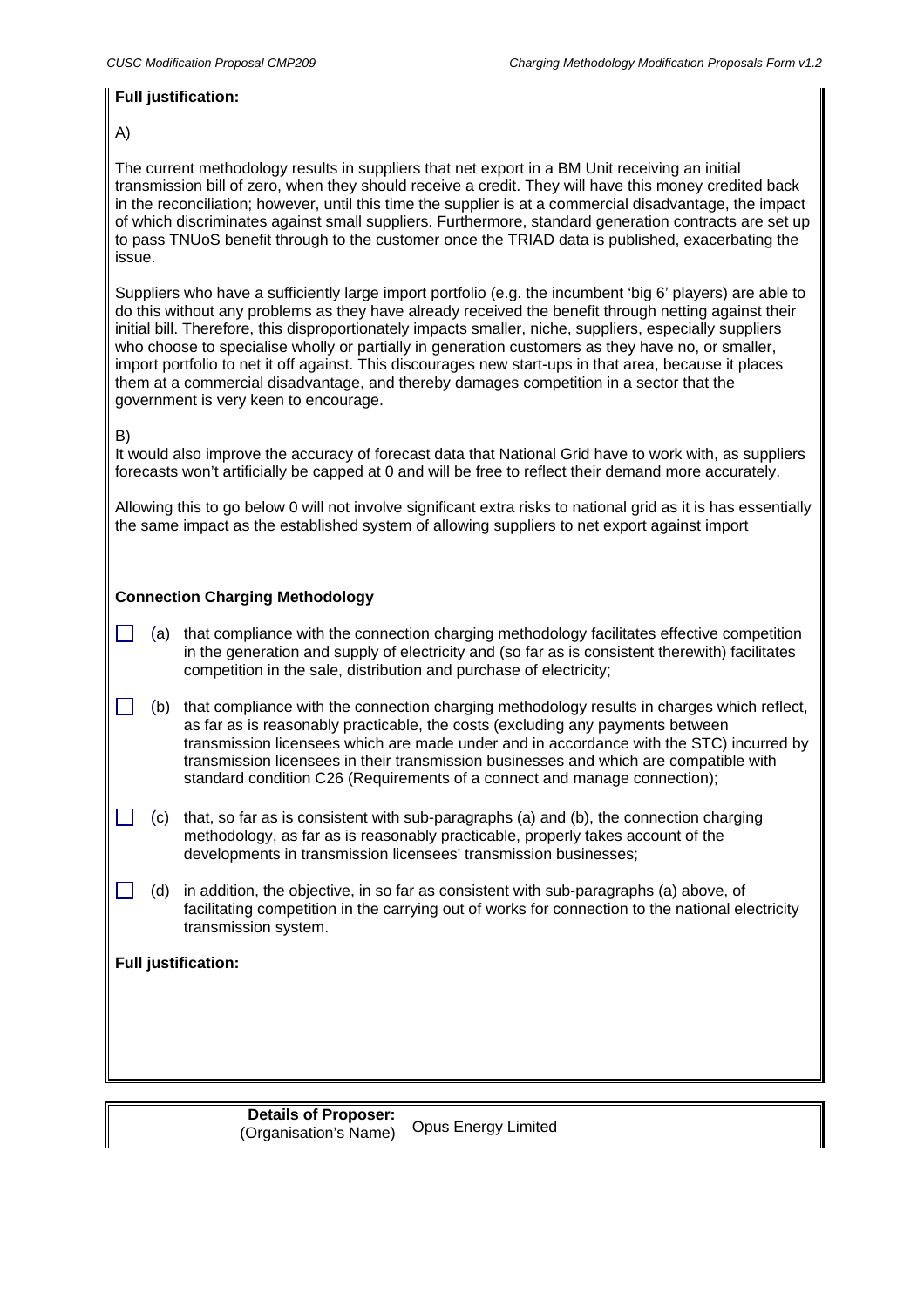**Full justification:**

A)

The current methodology results in suppliers that net export in a BM Unit receiving an initial transmission bill of zero, when they should receive a credit. They will have this money credited back in the reconciliation; however, until this time the supplier is at a commercial disadvantage, the impact of which discriminates against small suppliers. Furthermore, standard generation contracts are set up to pass TNUoS benefit through to the customer once the TRIAD data is published, exacerbating the issue.

Suppliers who have a sufficiently large import portfolio (e.g. the incumbent 'big 6' players) are able to do this without any problems as they have already received the benefit through netting against their initial bill. Therefore, this disproportionately impacts smaller, niche, suppliers, especially suppliers who choose to specialise wholly or partially in generation customers as they have no, or smaller, import portfolio to net it off against. This discourages new start-ups in that area, because it places them at a commercial disadvantage, and thereby damages competition in a sector that the government is very keen to encourage.

B)

It would also improve the accuracy of forecast data that National Grid have to work with, as suppliers forecasts won't artificially be capped at 0 and will be free to reflect their demand more accurately.

Allowing this to go below 0 will not involve significant extra risks to national grid as it is has essentially the same impact as the established system of allowing suppliers to net export against import

**Connection Charging Methodology**

- ☐ (a) that compliance with the connection charging methodology facilitates effective competition in the generation and supply of electricity and (so far as is consistent therewith) facilitates competition in the sale, distribution and purchase of electricity;
- ☐ (b) that compliance with the connection charging methodology results in charges which reflect, as far as is reasonably practicable, the costs (excluding any payments between transmission licensees which are made under and in accordance with the STC) incurred by transmission licensees in their transmission businesses and which are compatible with standard condition C26 (Requirements of a connect and manage connection);
- ☐ (c) that, so far as is consistent with sub-paragraphs (a) and (b), the connection charging methodology, as far as is reasonably practicable, properly takes account of the developments in transmission licensees' transmission businesses;
- ☐ (d) in addition, the objective, in so far as consistent with sub-paragraphs (a) above, of facilitating competition in the carrying out of works for connection to the national electricity transmission system.

**Full justification:**

| **Details of Proposer:** (Organisation's Name) | Opus Energy Limited |
|---|---|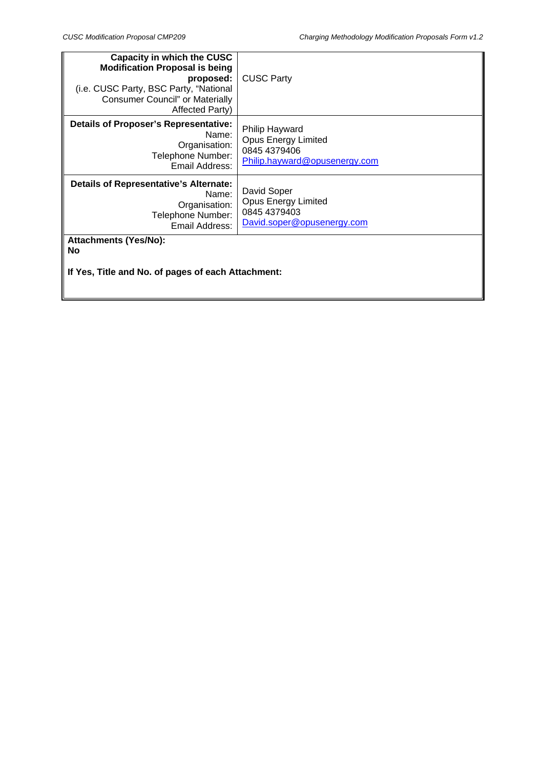| **Capacity in which the CUSC Modification Proposal is being proposed:** (i.e. CUSC Party, BSC Party, "National Consumer Council" or Materially Affected Party) | CUSC Party |
|---|---|
| **Details of Proposer's Representative:** Name: Organisation: Telephone Number: Email Address: | Philip Hayward Opus Energy Limited 0845 4379406 Philip.hayward@opusenergy.com |
| **Details of Representative's Alternate:** Name: Organisation: Telephone Number: Email Address: | David Soper Opus Energy Limited 0845 4379403 David.soper@opusenergy.com |
| **Attachments (Yes/No):** **No** **If Yes, Title and No. of pages of each Attachment:** | |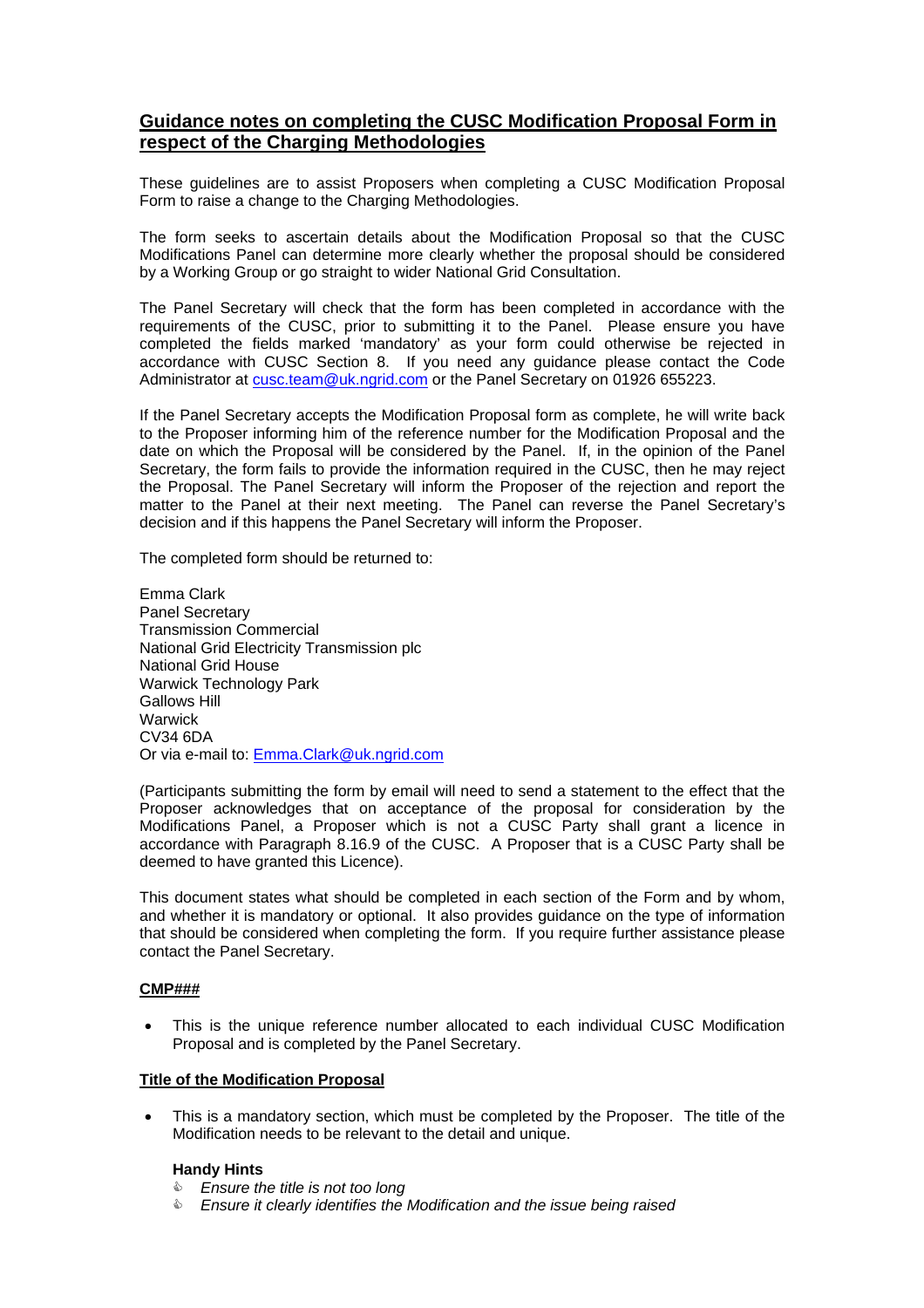## Guidance notes on completing the CUSC Modification Proposal Form in respect of the Charging Methodologies

These guidelines are to assist Proposers when completing a CUSC Modification Proposal Form to raise a change to the Charging Methodologies.

The form seeks to ascertain details about the Modification Proposal so that the CUSC Modifications Panel can determine more clearly whether the proposal should be considered by a Working Group or go straight to wider National Grid Consultation.

The Panel Secretary will check that the form has been completed in accordance with the requirements of the CUSC, prior to submitting it to the Panel. Please ensure you have completed the fields marked 'mandatory' as your form could otherwise be rejected in accordance with CUSC Section 8. If you need any guidance please contact the Code Administrator at cusc.team@uk.ngrid.com or the Panel Secretary on 01926 655223.

If the Panel Secretary accepts the Modification Proposal form as complete, he will write back to the Proposer informing him of the reference number for the Modification Proposal and the date on which the Proposal will be considered by the Panel. If, in the opinion of the Panel Secretary, the form fails to provide the information required in the CUSC, then he may reject the Proposal. The Panel Secretary will inform the Proposer of the rejection and report the matter to the Panel at their next meeting. The Panel can reverse the Panel Secretary's decision and if this happens the Panel Secretary will inform the Proposer.

The completed form should be returned to:

Emma Clark
Panel Secretary
Transmission Commercial
National Grid Electricity Transmission plc
National Grid House
Warwick Technology Park
Gallows Hill
Warwick
CV34 6DA
Or via e-mail to: Emma.Clark@uk.ngrid.com

(Participants submitting the form by email will need to send a statement to the effect that the Proposer acknowledges that on acceptance of the proposal for consideration by the Modifications Panel, a Proposer which is not a CUSC Party shall grant a licence in accordance with Paragraph 8.16.9 of the CUSC. A Proposer that is a CUSC Party shall be deemed to have granted this Licence).

This document states what should be completed in each section of the Form and by whom, and whether it is mandatory or optional. It also provides guidance on the type of information that should be considered when completing the form. If you require further assistance please contact the Panel Secretary.

**CMP###**

- This is the unique reference number allocated to each individual CUSC Modification Proposal and is completed by the Panel Secretary.

**Title of the Modification Proposal**

- This is a mandatory section, which must be completed by the Proposer. The title of the Modification needs to be relevant to the detail and unique.

**Handy Hints**

- *Ensure the title is not too long*
- *Ensure it clearly identifies the Modification and the issue being raised*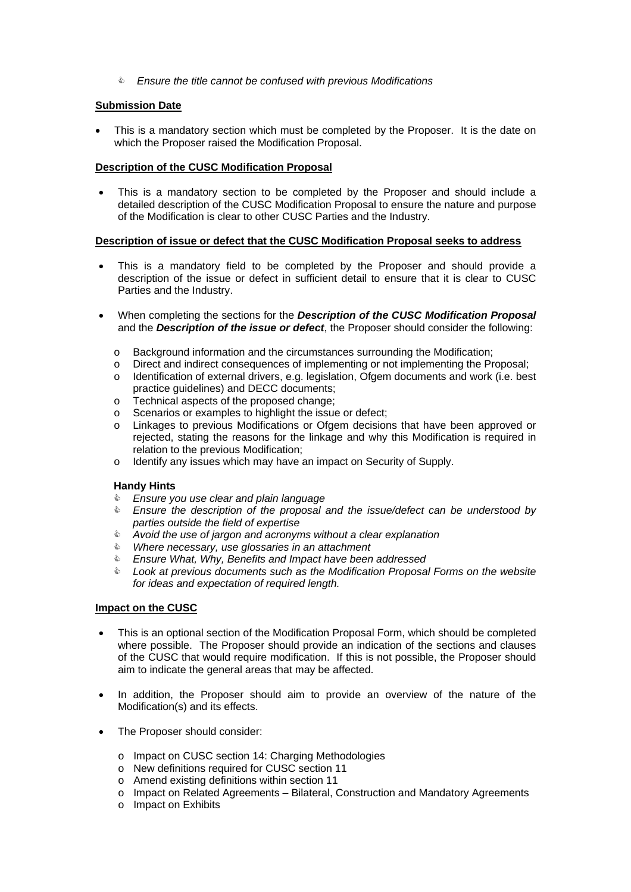- *Ensure the title cannot be confused with previous Modifications*

**Submission Date**

- This is a mandatory section which must be completed by the Proposer. It is the date on which the Proposer raised the Modification Proposal.

**Description of the CUSC Modification Proposal**

- This is a mandatory section to be completed by the Proposer and should include a detailed description of the CUSC Modification Proposal to ensure the nature and purpose of the Modification is clear to other CUSC Parties and the Industry.

**Description of issue or defect that the CUSC Modification Proposal seeks to address**

- This is a mandatory field to be completed by the Proposer and should provide a description of the issue or defect in sufficient detail to ensure that it is clear to CUSC Parties and the Industry.
- When completing the sections for the ***Description of the CUSC Modification Proposal*** and the ***Description of the issue or defect***, the Proposer should consider the following:
  - Background information and the circumstances surrounding the Modification;
  - Direct and indirect consequences of implementing or not implementing the Proposal;
  - Identification of external drivers, e.g. legislation, Ofgem documents and work (i.e. best practice guidelines) and DECC documents;
  - Technical aspects of the proposed change;
  - Scenarios or examples to highlight the issue or defect;
  - Linkages to previous Modifications or Ofgem decisions that have been approved or rejected, stating the reasons for the linkage and why this Modification is required in relation to the previous Modification;
  - Identify any issues which may have an impact on Security of Supply.

**Handy Hints**

- *Ensure you use clear and plain language*
- *Ensure the description of the proposal and the issue/defect can be understood by parties outside the field of expertise*
- *Avoid the use of jargon and acronyms without a clear explanation*
- *Where necessary, use glossaries in an attachment*
- *Ensure What, Why, Benefits and Impact have been addressed*
- *Look at previous documents such as the Modification Proposal Forms on the website for ideas and expectation of required length.*

**Impact on the CUSC**

- This is an optional section of the Modification Proposal Form, which should be completed where possible. The Proposer should provide an indication of the sections and clauses of the CUSC that would require modification. If this is not possible, the Proposer should aim to indicate the general areas that may be affected.
- In addition, the Proposer should aim to provide an overview of the nature of the Modification(s) and its effects.
- The Proposer should consider:
  - Impact on CUSC section 14: Charging Methodologies
  - New definitions required for CUSC section 11
  - Amend existing definitions within section 11
  - Impact on Related Agreements – Bilateral, Construction and Mandatory Agreements
  - Impact on Exhibits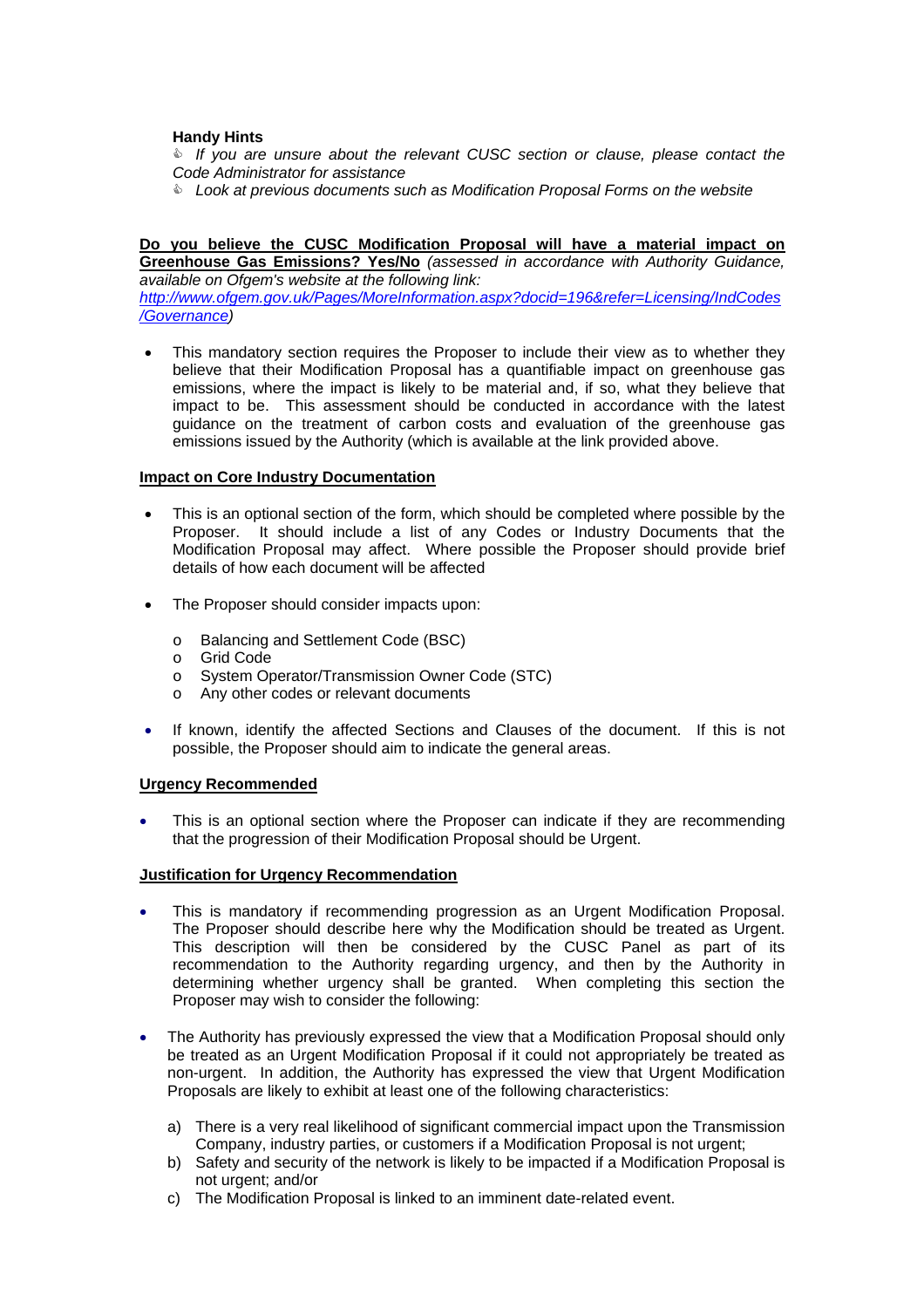**Handy Hints**

- *If you are unsure about the relevant CUSC section or clause, please contact the Code Administrator for assistance*
- *Look at previous documents such as Modification Proposal Forms on the website*

**Do you believe the CUSC Modification Proposal will have a material impact on Greenhouse Gas Emissions? Yes/No** *(assessed in accordance with Authority Guidance, available on Ofgem's website at the following link: [http://www.ofgem.gov.uk/Pages/MoreInformation.aspx?docid=196&refer=Licensing/IndCodes/Governance](http://www.ofgem.gov.uk/Pages/MoreInformation.aspx?docid=196&refer=Licensing/IndCodes/Governance))*

- This mandatory section requires the Proposer to include their view as to whether they believe that their Modification Proposal has a quantifiable impact on greenhouse gas emissions, where the impact is likely to be material and, if so, what they believe that impact to be. This assessment should be conducted in accordance with the latest guidance on the treatment of carbon costs and evaluation of the greenhouse gas emissions issued by the Authority (which is available at the link provided above.

**Impact on Core Industry Documentation**

- This is an optional section of the form, which should be completed where possible by the Proposer. It should include a list of any Codes or Industry Documents that the Modification Proposal may affect. Where possible the Proposer should provide brief details of how each document will be affected
- The Proposer should consider impacts upon:
  - Balancing and Settlement Code (BSC)
  - Grid Code
  - System Operator/Transmission Owner Code (STC)
  - Any other codes or relevant documents
- If known, identify the affected Sections and Clauses of the document. If this is not possible, the Proposer should aim to indicate the general areas.

**Urgency Recommended**

- This is an optional section where the Proposer can indicate if they are recommending that the progression of their Modification Proposal should be Urgent.

**Justification for Urgency Recommendation**

- This is mandatory if recommending progression as an Urgent Modification Proposal. The Proposer should describe here why the Modification should be treated as Urgent. This description will then be considered by the CUSC Panel as part of its recommendation to the Authority regarding urgency, and then by the Authority in determining whether urgency shall be granted. When completing this section the Proposer may wish to consider the following:
- The Authority has previously expressed the view that a Modification Proposal should only be treated as an Urgent Modification Proposal if it could not appropriately be treated as non-urgent. In addition, the Authority has expressed the view that Urgent Modification Proposals are likely to exhibit at least one of the following characteristics:

  a) There is a very real likelihood of significant commercial impact upon the Transmission Company, industry parties, or customers if a Modification Proposal is not urgent;
  b) Safety and security of the network is likely to be impacted if a Modification Proposal is not urgent; and/or
  c) The Modification Proposal is linked to an imminent date-related event.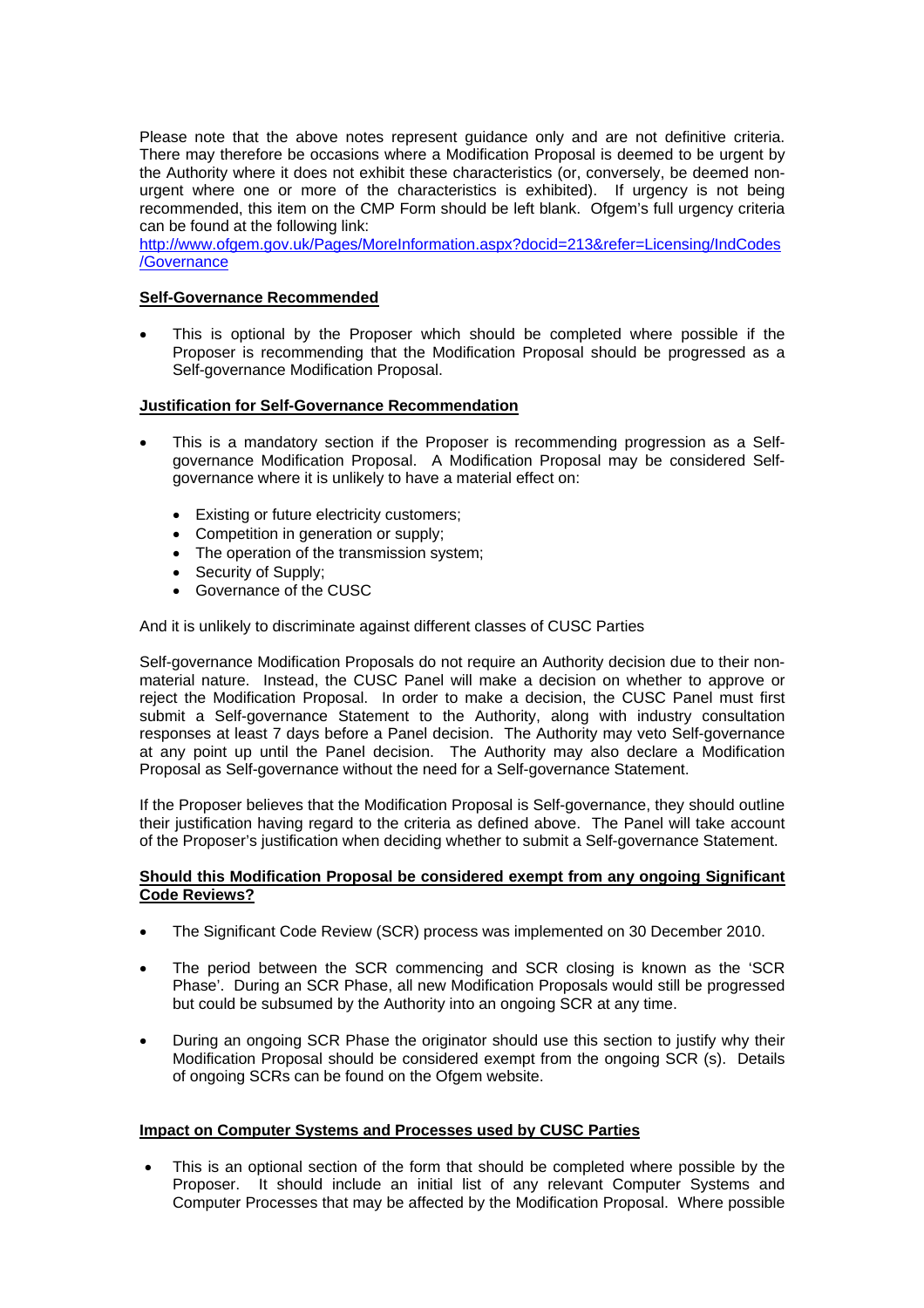Please note that the above notes represent guidance only and are not definitive criteria. There may therefore be occasions where a Modification Proposal is deemed to be urgent by the Authority where it does not exhibit these characteristics (or, conversely, be deemed non-urgent where one or more of the characteristics is exhibited). If urgency is not being recommended, this item on the CMP Form should be left blank. Ofgem's full urgency criteria can be found at the following link: http://www.ofgem.gov.uk/Pages/MoreInformation.aspx?docid=213&refer=Licensing/IndCodes/Governance

**Self-Governance Recommended**

- This is optional by the Proposer which should be completed where possible if the Proposer is recommending that the Modification Proposal should be progressed as a Self-governance Modification Proposal.

**Justification for Self-Governance Recommendation**

- This is a mandatory section if the Proposer is recommending progression as a Self-governance Modification Proposal. A Modification Proposal may be considered Self-governance where it is unlikely to have a material effect on:
    - Existing or future electricity customers;
    - Competition in generation or supply;
    - The operation of the transmission system;
    - Security of Supply;
    - Governance of the CUSC

And it is unlikely to discriminate against different classes of CUSC Parties

Self-governance Modification Proposals do not require an Authority decision due to their non-material nature. Instead, the CUSC Panel will make a decision on whether to approve or reject the Modification Proposal. In order to make a decision, the CUSC Panel must first submit a Self-governance Statement to the Authority, along with industry consultation responses at least 7 days before a Panel decision. The Authority may veto Self-governance at any point up until the Panel decision. The Authority may also declare a Modification Proposal as Self-governance without the need for a Self-governance Statement.

If the Proposer believes that the Modification Proposal is Self-governance, they should outline their justification having regard to the criteria as defined above. The Panel will take account of the Proposer's justification when deciding whether to submit a Self-governance Statement.

**Should this Modification Proposal be considered exempt from any ongoing Significant Code Reviews?**

- The Significant Code Review (SCR) process was implemented on 30 December 2010.
- The period between the SCR commencing and SCR closing is known as the 'SCR Phase'. During an SCR Phase, all new Modification Proposals would still be progressed but could be subsumed by the Authority into an ongoing SCR at any time.
- During an ongoing SCR Phase the originator should use this section to justify why their Modification Proposal should be considered exempt from the ongoing SCR (s). Details of ongoing SCRs can be found on the Ofgem website.

**Impact on Computer Systems and Processes used by CUSC Parties**

- This is an optional section of the form that should be completed where possible by the Proposer. It should include an initial list of any relevant Computer Systems and Computer Processes that may be affected by the Modification Proposal. Where possible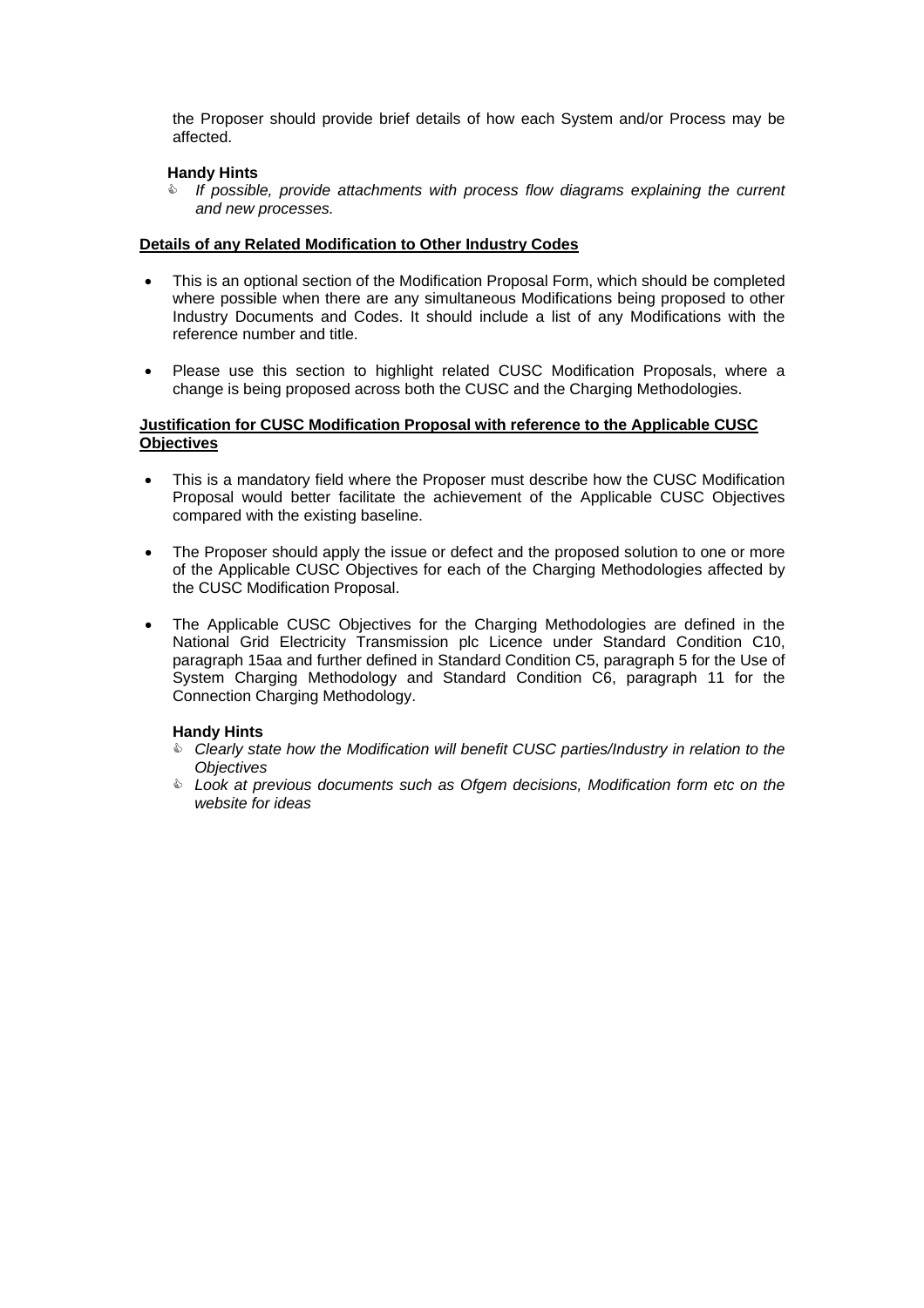the Proposer should provide brief details of how each System and/or Process may be affected.

**Handy Hints**

- *If possible, provide attachments with process flow diagrams explaining the current and new processes.*

**Details of any Related Modification to Other Industry Codes**

- This is an optional section of the Modification Proposal Form, which should be completed where possible when there are any simultaneous Modifications being proposed to other Industry Documents and Codes. It should include a list of any Modifications with the reference number and title.
- Please use this section to highlight related CUSC Modification Proposals, where a change is being proposed across both the CUSC and the Charging Methodologies.

**Justification for CUSC Modification Proposal with reference to the Applicable CUSC Objectives**

- This is a mandatory field where the Proposer must describe how the CUSC Modification Proposal would better facilitate the achievement of the Applicable CUSC Objectives compared with the existing baseline.
- The Proposer should apply the issue or defect and the proposed solution to one or more of the Applicable CUSC Objectives for each of the Charging Methodologies affected by the CUSC Modification Proposal.
- The Applicable CUSC Objectives for the Charging Methodologies are defined in the National Grid Electricity Transmission plc Licence under Standard Condition C10, paragraph 15aa and further defined in Standard Condition C5, paragraph 5 for the Use of System Charging Methodology and Standard Condition C6, paragraph 11 for the Connection Charging Methodology.

**Handy Hints**

- *Clearly state how the Modification will benefit CUSC parties/Industry in relation to the Objectives*
- *Look at previous documents such as Ofgem decisions, Modification form etc on the website for ideas*